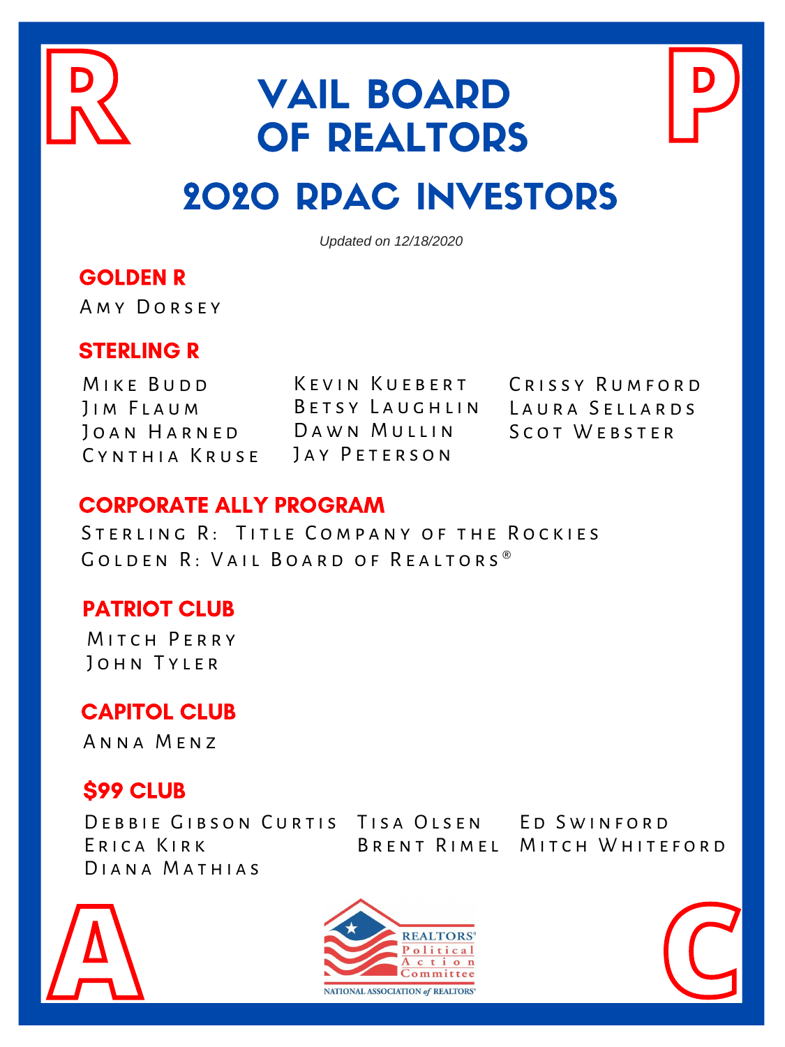# VAIL BOARD OF REALTORS

## 2020 RPAC INVESTORS

*Updated on 12/18/2020*

### GOLDEN R

Amy Dorsey

### STERLING R

Mike Budd
Jim Flaum
Joan Harned
Cynthia Kruse
Kevin Kuebert
Betsy Laughlin
Dawn Mullin
Jay Peterson
Crissy Rumford
Laura Sellards
Scot Webster

### CORPORATE ALLY PROGRAM

Sterling R: Title Company of the Rockies
Golden R: Vail Board of Realtors®

### PATRIOT CLUB

Mitch Perry
John Tyler

### CAPITOL CLUB

Anna Menz

### $99 CLUB

Debbie Gibson Curtis
Erica Kirk
Diana Mathias
Tisa Olsen
Brent Rimel
Ed Swinford
Mitch Whiteford

REALTORS® Political Action Committee
NATIONAL ASSOCIATION of REALTORS®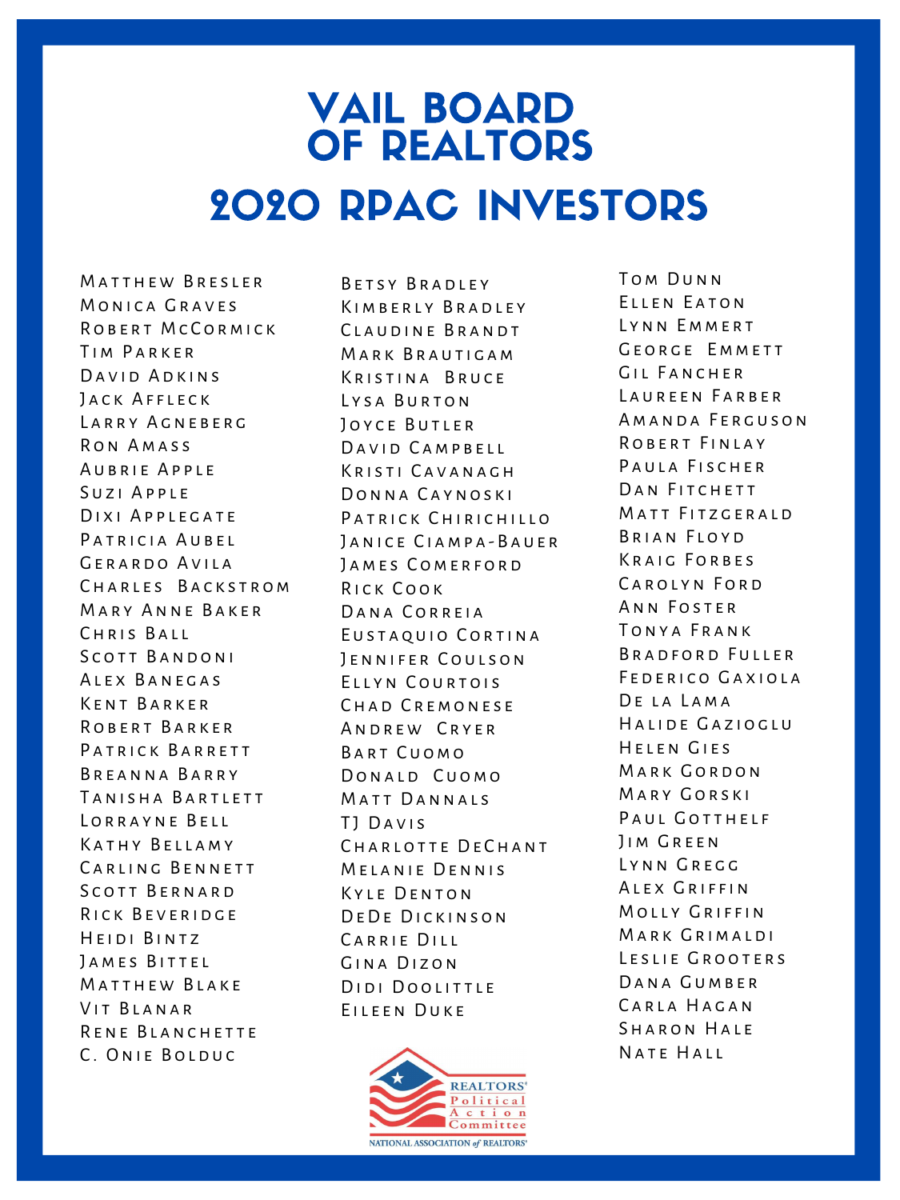# VAIL BOARD OF REALTORS

## 2020 RPAC INVESTORS

Matthew Bresler
Monica Graves
Robert McCormick
Tim Parker
David Adkins
Jack Affleck
Larry Agneberg
Ron Amass
Aubrie Apple
Suzi Apple
Dixi Applegate
Patricia Aubel
Gerardo Avila
Charles Backstrom
Mary Anne Baker
Chris Ball
Scott Bandoni
Alex Banegas
Kent Barker
Robert Barker
Patrick Barrett
Breanna Barry
Tanisha Bartlett
Lorrayne Bell
Kathy Bellamy
Carling Bennett
Scott Bernard
Rick Beveridge
Heidi Bintz
James Bittel
Matthew Blake
Vit Blanar
Rene Blanchette
C. Onie Bolduc

Betsy Bradley
Kimberly Bradley
Claudine Brandt
Mark Brautigam
Kristina Bruce
Lysa Burton
Joyce Butler
David Campbell
Kristi Cavanagh
Donna Caynoski
Patrick Chirichillo
Janice Ciampa-Bauer
James Comerford
Rick Cook
Dana Correia
Eustaquio Cortina
Jennifer Coulson
Ellyn Courtois
Chad Cremonese
Andrew Cryer
Bart Cuomo
Donald Cuomo
Matt Dannals
TJ Davis
Charlotte DeChant
Melanie Dennis
Kyle Denton
DeDe Dickinson
Carrie Dill
Gina Dizon
Didi Doolittle
Eileen Duke

Tom Dunn
Ellen Eaton
Lynn Emmert
George Emmett
Gil Fancher
Laureen Farber
Amanda Ferguson
Robert Finlay
Paula Fischer
Dan Fitchett
Matt Fitzgerald
Brian Floyd
Kraig Forbes
Carolyn Ford
Ann Foster
Tonya Frank
Bradford Fuller
Federico Gaxiola
De la Lama
Halide Gazioglu
Helen Gies
Mark Gordon
Mary Gorski
Paul Gotthelf
Jim Green
Lynn Gregg
Alex Griffin
Molly Griffin
Mark Grimaldi
Leslie Grooters
Dana Gumber
Carla Hagan
Sharon Hale
Nate Hall

REALTORS® Political Action Committee
NATIONAL ASSOCIATION of REALTORS®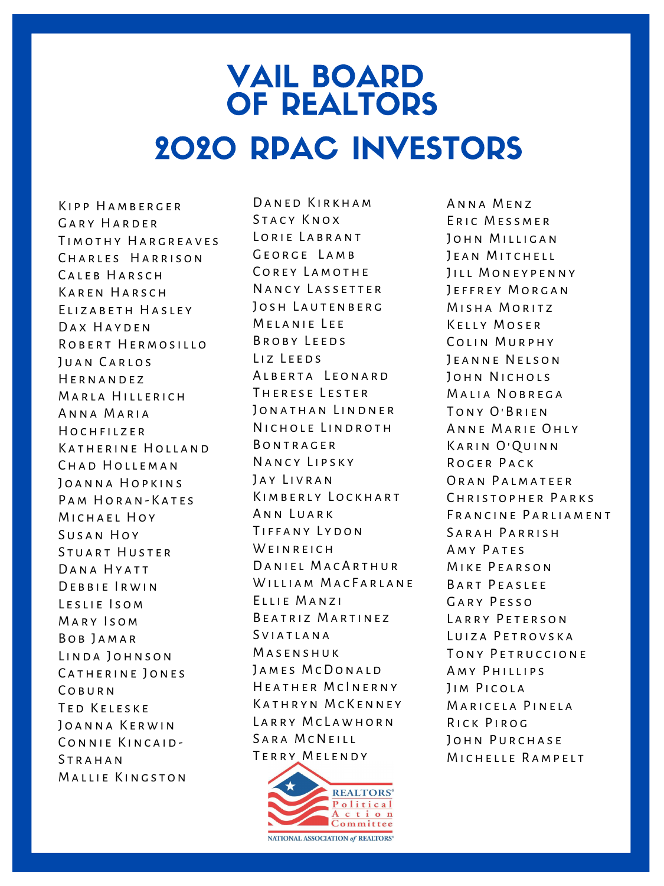# VAIL BOARD OF REALTORS

## 2020 RPAC INVESTORS

Kipp Hamberger
Gary Harder
Timothy Hargreaves
Charles Harrison
Caleb Harsch
Karen Harsch
Elizabeth Hasley
Dax Hayden
Robert Hermosillo
Juan Carlos Hernandez
Marla Hillerich
Anna Maria Hochfilzer
Katherine Holland
Chad Holleman
Joanna Hopkins
Pam Horan-Kates
Michael Hoy
Susan Hoy
Stuart Huster
Dana Hyatt
Debbie Irwin
Leslie Isom
Mary Isom
Bob Jamar
Linda Johnson
Catherine Jones Coburn
Ted Keleske
Joanna Kerwin
Connie Kincaid-Strahan
Mallie Kingston

Daned Kirkham
Stacy Knox
Lorie Labrant
George Lamb
Corey Lamothe
Nancy Lassetter
Josh Lautenberg
Melanie Lee
Broby Leeds
Liz Leeds
Alberta Leonard
Therese Lester
Jonathan Lindner
Nichole Lindroth Bontrager
Nancy Lipsky
Jay Livran
Kimberly Lockhart
Ann Luark
Tiffany Lydon Weinreich
Daniel MacArthur
William MacFarlane
Ellie Manzi
Beatriz Martinez
Sviatlana Masenshuk
James McDonald
Heather McInerny
Kathryn McKenney
Larry McLawhorn
Sara McNeill
Terry Melendy

Anna Menz
Eric Messmer
John Milligan
Jean Mitchell
Jill Moneypenny
Jeffrey Morgan
Misha Moritz
Kelly Moser
Colin Murphy
Jeanne Nelson
John Nichols
Malia Nobrega
Tony O'Brien
Anne Marie Ohly
Karin O'Quinn
Roger Pack
Oran Palmateer
Christopher Parks
Francine Parliament
Sarah Parrish
Amy Pates
Mike Pearson
Bart Peaslee
Gary Pesso
Larry Peterson
Luiza Petrovska
Tony Petruccione
Amy Phillips
Jim Picola
Maricela Pinela
Rick Pirog
John Purchase
Michelle Rampelt

REALTORS® Political Action Committee
NATIONAL ASSOCIATION of REALTORS®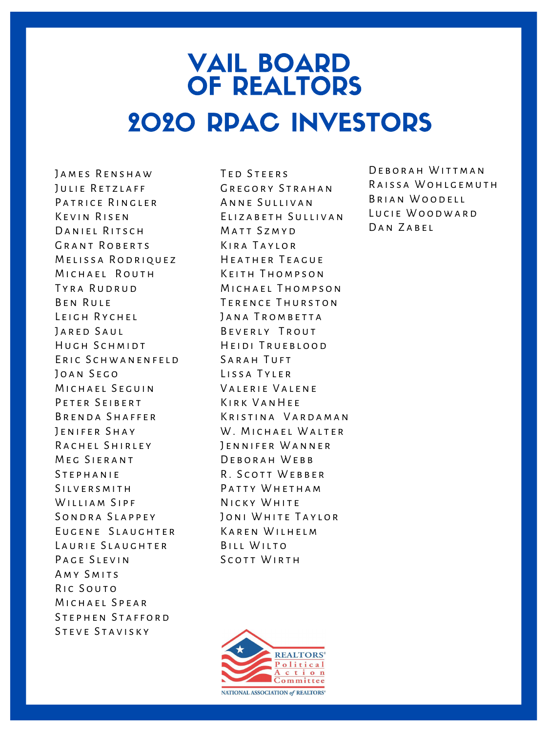# VAIL BOARD OF REALTORS

## 2020 RPAC INVESTORS

James Renshaw
Julie Retzlaff
Patrice Ringler
Kevin Risen
Daniel Ritsch
Grant Roberts
Melissa Rodriquez
Michael Routh
Tyra Rudrud
Ben Rule
Leigh Rychel
Jared Saul
Hugh Schmidt
Eric Schwanenfeld
Joan Sego
Michael Seguin
Peter Seibert
Brenda Shaffer
Jenifer Shay
Rachel Shirley
Meg Sierant
Stephanie Silversmith
William Sipf
Sondra Slappey
Eugene Slaughter
Laurie Slaughter
Page Slevin
Amy Smits
Ric Souto
Michael Spear
Stephen Stafford
Steve Stavisky
Ted Steers
Gregory Strahan
Anne Sullivan
Elizabeth Sullivan
Matt Szmyd
Kira Taylor
Heather Teague
Keith Thompson
Michael Thompson
Terence Thurston
Jana Trombetta
Beverly Trout
Heidi Trueblood
Sarah Tuft
Lissa Tyler
Valerie Valene
Kirk VanHee
Kristina Vardaman
W. Michael Walter
Jennifer Wanner
Deborah Webb
R. Scott Webber
Patty Whetham
Nicky White
Joni White Taylor
Karen Wilhelm
Bill Wilto
Scott Wirth
Deborah Wittman
Raissa Wohlgemuth
Brian Woodell
Lucie Woodward
Dan Zabel

REALTORS® Political Action Committee
NATIONAL ASSOCIATION of REALTORS®